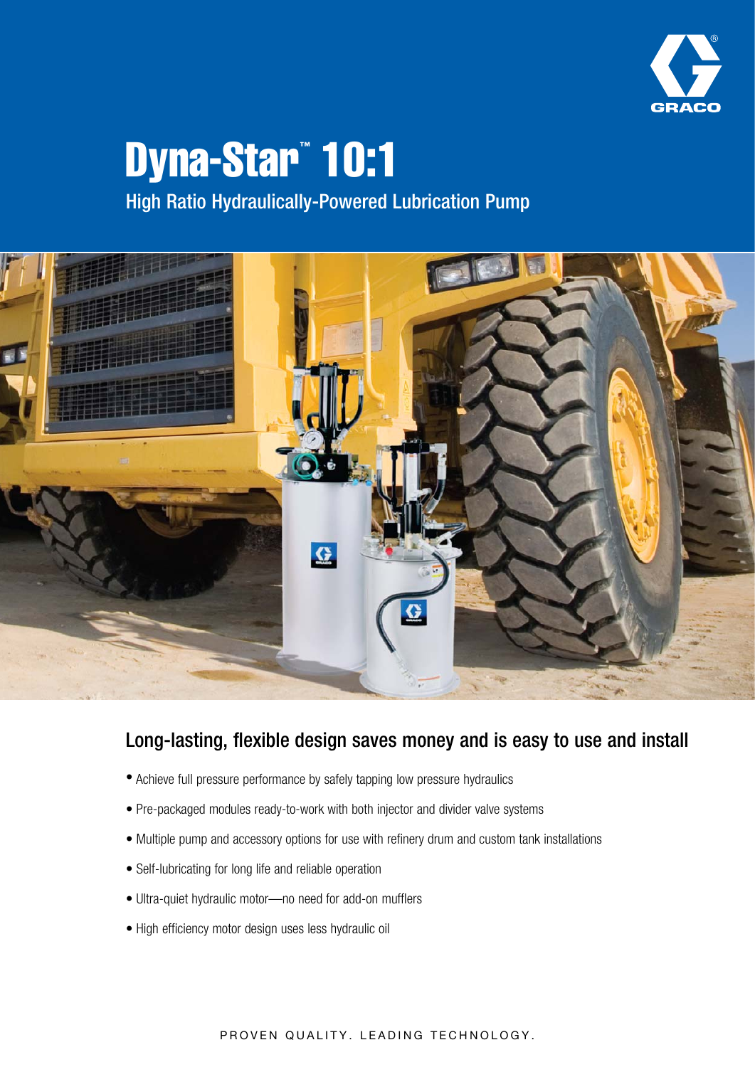# Dyna-Star™ 10:1

High Ratio Hydraulically-Powered Lubrication Pump

## Long-lasting, flexible design saves money and is easy to use and install

- Achieve full pressure performance by safely tapping low pressure hydraulics
- Pre-packaged modules ready-to-work with both injector and divider valve systems
- Multiple pump and accessory options for use with refinery drum and custom tank installations
- Self-lubricating for long life and reliable operation
- Ultra-quiet hydraulic motor—no need for add-on mufflers
- High efficiency motor design uses less hydraulic oil

PROVEN QUALITY. LEADING TECHNOLOGY.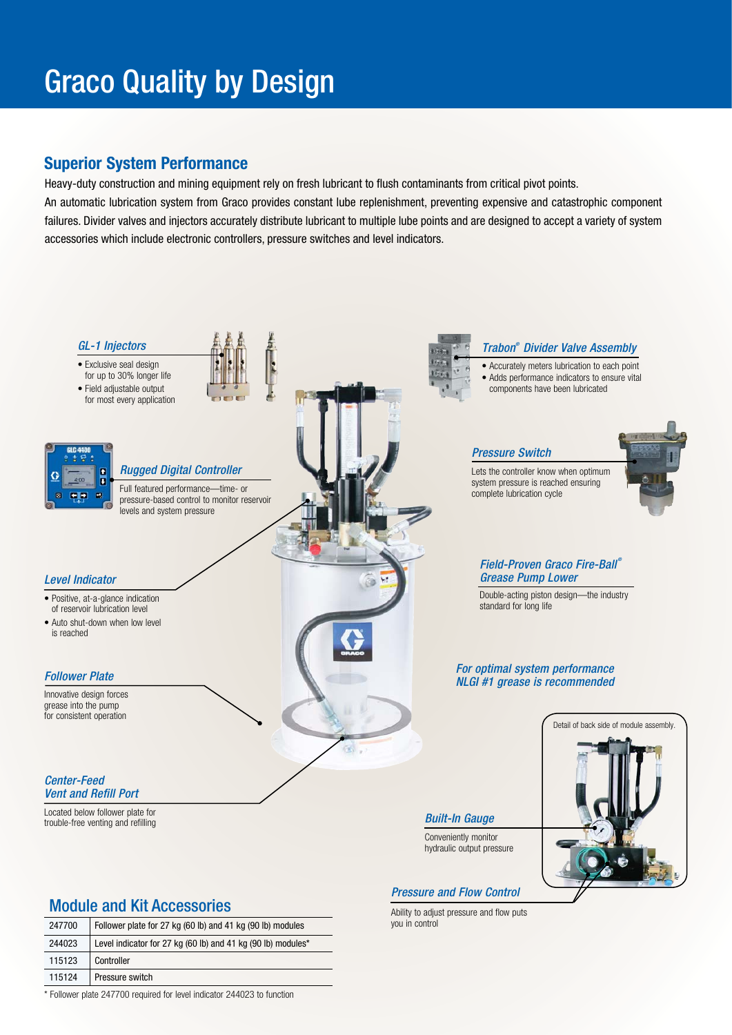# Graco Quality by Design

## Superior System Performance

Heavy-duty construction and mining equipment rely on fresh lubricant to flush contaminants from critical pivot points.

An automatic lubrication system from Graco provides constant lube replenishment, preventing expensive and catastrophic component failures. Divider valves and injectors accurately distribute lubricant to multiple lube points and are designed to accept a variety of system accessories which include electronic controllers, pressure switches and level indicators.

### *GL-1 Injectors*

- Exclusive seal design for up to 30% longer life
- Field adjustable output for most every application

### *Trabon® Divider Valve Assembly*

- Accurately meters lubrication to each point
- Adds performance indicators to ensure vital components have been lubricated

### *Rugged Digital Controller*

Full featured performance—time- or pressure-based control to monitor reservoir levels and system pressure

### *Pressure Switch*

Lets the controller know when optimum system pressure is reached ensuring complete lubrication cycle

### *Level Indicator*

- Positive, at-a-glance indication of reservoir lubrication level
- Auto shut-down when low level is reached

### *Field-Proven Graco Fire-Ball® Grease Pump Lower*

Double-acting piston design—the industry standard for long life

### *Follower Plate*

Innovative design forces grease into the pump for consistent operation

### *For optimal system performance NLGI #1 grease is recommended*

Detail of back side of module assembly.

### *Center-Feed Vent and Refill Port*

Located below follower plate for trouble-free venting and refilling

### *Built-In Gauge*

Conveniently monitor hydraulic output pressure

### *Pressure and Flow Control*

Ability to adjust pressure and flow puts you in control

## Module and Kit Accessories

| | |
|---|---|
| 247700 | Follower plate for 27 kg (60 lb) and 41 kg (90 lb) modules |
| 244023 | Level indicator for 27 kg (60 lb) and 41 kg (90 lb) modules* |
| 115123 | Controller |
| 115124 | Pressure switch |

\* Follower plate 247700 required for level indicator 244023 to function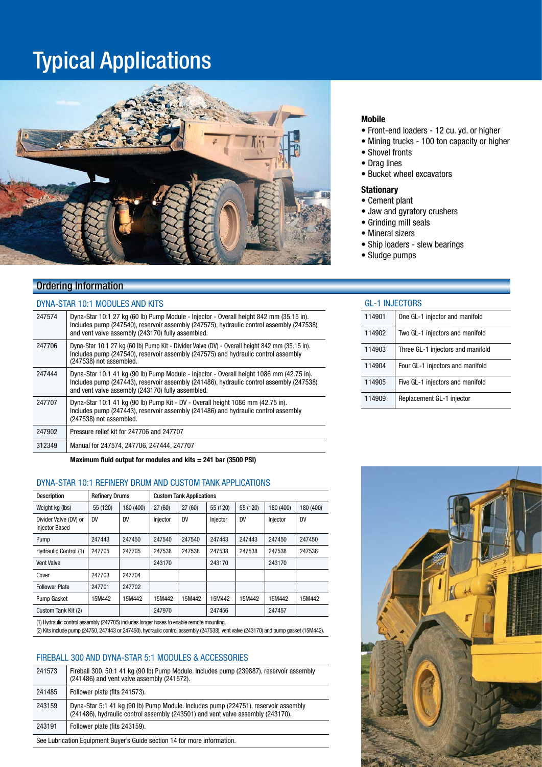# Typical Applications

### Mobile

- Front-end loaders - 12 cu. yd. or higher
- Mining trucks - 100 ton capacity or higher
- Shovel fronts
- Drag lines
- Bucket wheel excavators

### Stationary

- Cement plant
- Jaw and gyratory crushers
- Grinding mill seals
- Mineral sizers
- Ship loaders - slew bearings
- Sludge pumps

## Ordering Information

### DYNA-STAR 10:1 MODULES AND KITS

| | |
|---|---|
| 247574 | Dyna-Star 10:1 27 kg (60 lb) Pump Module - Injector - Overall height 842 mm (35.15 in). Includes pump (247540), reservoir assembly (247575), hydraulic control assembly (247538) and vent valve assembly (243170) fully assembled. |
| 247706 | Dyna-Star 10:1 27 kg (60 lb) Pump Kit - Divider Valve (DV) - Overall height 842 mm (35.15 in). Includes pump (247540), reservoir assembly (247575) and hydraulic control assembly (247538) not assembled. |
| 247444 | Dyna-Star 10:1 41 kg (90 lb) Pump Module - Injector - Overall height 1086 mm (42.75 in). Includes pump (247443), reservoir assembly (241486), hydraulic control assembly (247538) and vent valve assembly (243170) fully assembled. |
| 247707 | Dyna-Star 10:1 41 kg (90 lb) Pump Kit - DV - Overall height 1086 mm (42.75 in). Includes pump (247443), reservoir assembly (241486) and hydraulic control assembly (247538) not assembled. |
| 247902 | Pressure relief kit for 247706 and 247707 |
| 312349 | Manual for 247574, 247706, 247444, 247707 |

**Maximum fluid output for modules and kits = 241 bar (3500 PSI)**

### GL-1 INJECTORS

| | |
|---|---|
| 114901 | One GL-1 injector and manifold |
| 114902 | Two GL-1 injectors and manifold |
| 114903 | Three GL-1 injectors and manifold |
| 114904 | Four GL-1 injectors and manifold |
| 114905 | Five GL-1 injectors and manifold |
| 114909 | Replacement GL-1 injector |

### DYNA-STAR 10:1 REFINERY DRUM AND CUSTOM TANK APPLICATIONS

| Description | Refinery Drums | | Custom Tank Applications | | | | | |
|---|---|---|---|---|---|---|---|---|
| Weight kg (lbs) | 55 (120) | 180 (400) | 27 (60) | 27 (60) | 55 (120) | 55 (120) | 180 (400) | 180 (400) |
| Divider Valve (DV) or Injector Based | DV | DV | Injector | DV | Injector | DV | Injector | DV |
| Pump | 247443 | 247450 | 247540 | 247540 | 247443 | 247443 | 247450 | 247450 |
| Hydraulic Control (1) | 247705 | 247705 | 247538 | 247538 | 247538 | 247538 | 247538 | 247538 |
| Vent Valve | | | 243170 | | 243170 | | 243170 | |
| Cover | 247703 | 247704 | | | | | | |
| Follower Plate | 247701 | 247702 | | | | | | |
| Pump Gasket | 15M442 | 15M442 | 15M442 | 15M442 | 15M442 | 15M442 | 15M442 | 15M442 |
| Custom Tank Kit (2) | | | 247970 | | 247456 | | 247457 | |

(1) Hydraulic control assembly (247705) includes longer hoses to enable remote mounting.
(2) Kits include pump (24750, 247443 or 247450), hydraulic control assembly (247538), vent valve (243170) and pump gasket (15M442).

### FIREBALL 300 AND DYNA-STAR 5:1 MODULES & ACCESSORIES

| | |
|---|---|
| 241573 | Fireball 300, 50:1 41 kg (90 lb) Pump Module. Includes pump (239887), reservoir assembly (241486) and vent valve assembly (241572). |
| 241485 | Follower plate (fits 241573). |
| 243159 | Dyna-Star 5:1 41 kg (90 lb) Pump Module. Includes pump (224751), reservoir assembly (241486), hydraulic control assembly (243501) and vent valve assembly (243170). |
| 243191 | Follower plate (fits 243159). |

See Lubrication Equipment Buyer's Guide section 14 for more information.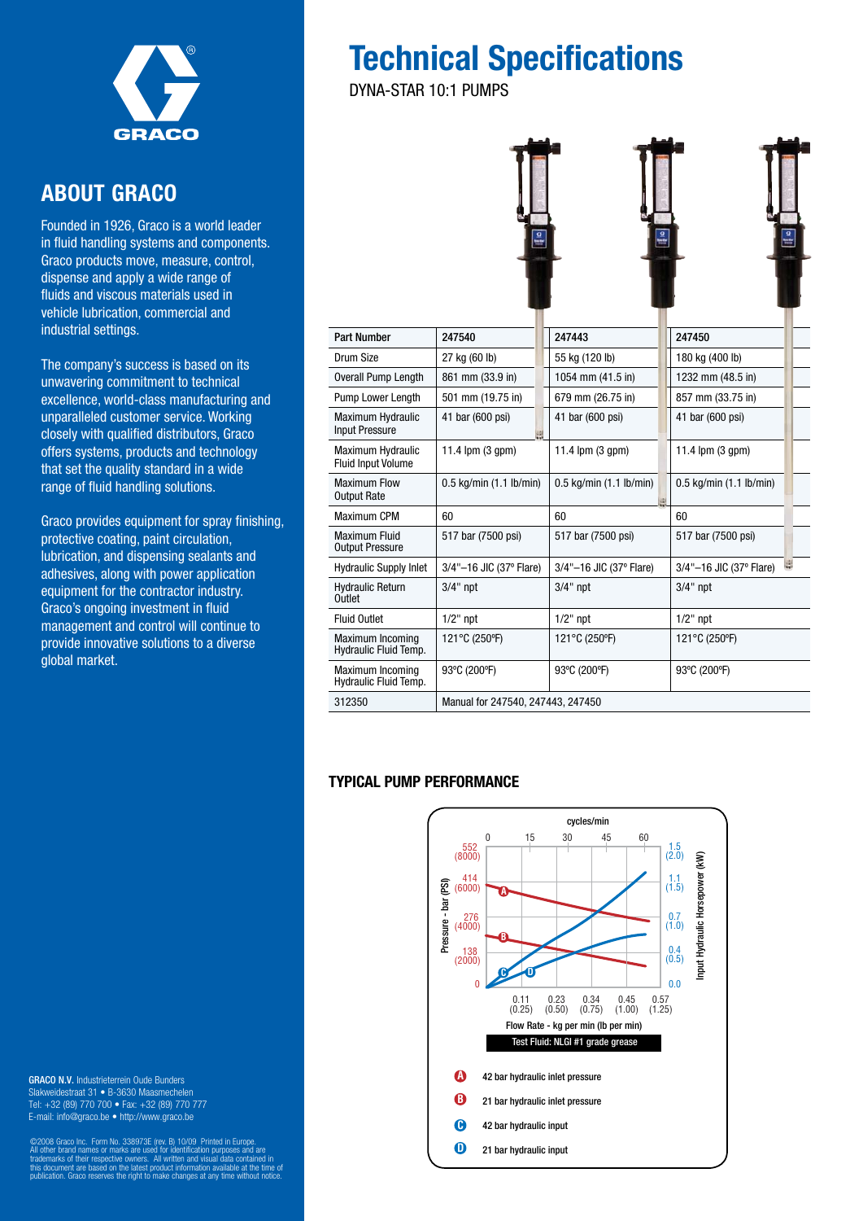GRACO

## ABOUT GRACO

Founded in 1926, Graco is a world leader in fluid handling systems and components. Graco products move, measure, control, dispense and apply a wide range of fluids and viscous materials used in vehicle lubrication, commercial and industrial settings.

The company's success is based on its unwavering commitment to technical excellence, world-class manufacturing and unparalleled customer service. Working closely with qualified distributors, Graco offers systems, products and technology that set the quality standard in a wide range of fluid handling solutions.

Graco provides equipment for spray finishing, protective coating, paint circulation, lubrication, and dispensing sealants and adhesives, along with power application equipment for the contractor industry. Graco's ongoing investment in fluid management and control will continue to provide innovative solutions to a diverse global market.

**GRACO N.V.** Industrieterrein Oude Bunders
Slakweidestraat 31 • B-3630 Maasmechelen
Tel: +32 (89) 770 700 • Fax: +32 (89) 770 777
E-mail: info@graco.be • http://www.graco.be

©2008 Graco Inc. Form No. 338973E (rev. B) 10/09 Printed in Europe.
All other brand names or marks are used for identification purposes and are trademarks of their respective owners. All written and visual data contained in this document are based on the latest product information available at the time of publication. Graco reserves the right to make changes at any time without notice.

# Technical Specifications

DYNA-STAR 10:1 PUMPS

| Part Number | 247540 | 247443 | 247450 |
|---|---|---|---|
| Drum Size | 27 kg (60 lb) | 55 kg (120 lb) | 180 kg (400 lb) |
| Overall Pump Length | 861 mm (33.9 in) | 1054 mm (41.5 in) | 1232 mm (48.5 in) |
| Pump Lower Length | 501 mm (19.75 in) | 679 mm (26.75 in) | 857 mm (33.75 in) |
| Maximum Hydraulic Input Pressure | 41 bar (600 psi) | 41 bar (600 psi) | 41 bar (600 psi) |
| Maximum Hydraulic Fluid Input Volume | 11.4 lpm (3 gpm) | 11.4 lpm (3 gpm) | 11.4 lpm (3 gpm) |
| Maximum Flow Output Rate | 0.5 kg/min (1.1 lb/min) | 0.5 kg/min (1.1 lb/min) | 0.5 kg/min (1.1 lb/min) |
| Maximum CPM | 60 | 60 | 60 |
| Maximum Fluid Output Pressure | 517 bar (7500 psi) | 517 bar (7500 psi) | 517 bar (7500 psi) |
| Hydraulic Supply Inlet | 3/4"–16 JIC (37º Flare) | 3/4"–16 JIC (37º Flare) | 3/4"–16 JIC (37º Flare) |
| Hydraulic Return Outlet | 3/4" npt | 3/4" npt | 3/4" npt |
| Fluid Outlet | 1/2" npt | 1/2" npt | 1/2" npt |
| Maximum Incoming Hydraulic Fluid Temp. | 121°C (250ºF) | 121°C (250ºF) | 121°C (250ºF) |
| Maximum Incoming Hydraulic Fluid Temp. | 93ºC (200ºF) | 93ºC (200ºF) | 93ºC (200ºF) |
| 312350 | Manual for 247540, 247443, 247450 | | |

### TYPICAL PUMP PERFORMANCE

cycles/min
0 15 30 45 60

Pressure - bar (PSI)
552 (8000)
414 (6000)
276 (4000)
138 (2000)
0

Input Hydraulic Horsepower (kW)
1.5 (2.0)
1.1 (1.5)
0.7 (1.0)
0.4 (0.5)
0.0

0.11 (0.25) 0.23 (0.50) 0.34 (0.75) 0.45 (1.00) 0.57 (1.25)
Flow Rate - kg per min (lb per min)

Test Fluid: NLGI #1 grade grease

A 42 bar hydraulic inlet pressure

B 21 bar hydraulic inlet pressure

C 42 bar hydraulic input

D 21 bar hydraulic input